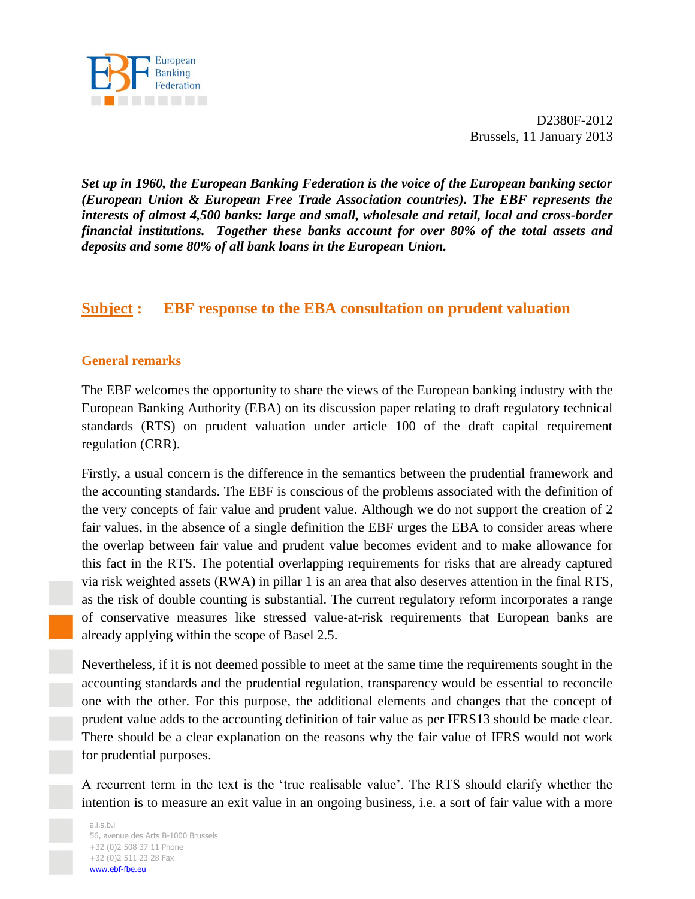European Banking Federation

D2380F-2012
Brussels, 11 January 2013

***Set up in 1960, the European Banking Federation is the voice of the European banking sector (European Union & European Free Trade Association countries). The EBF represents the interests of almost 4,500 banks: large and small, wholesale and retail, local and cross-border financial institutions. Together these banks account for over 80% of the total assets and deposits and some 80% of all bank loans in the European Union.***

## Subject : EBF response to the EBA consultation on prudent valuation

### General remarks

The EBF welcomes the opportunity to share the views of the European banking industry with the European Banking Authority (EBA) on its discussion paper relating to draft regulatory technical standards (RTS) on prudent valuation under article 100 of the draft capital requirement regulation (CRR).

Firstly, a usual concern is the difference in the semantics between the prudential framework and the accounting standards. The EBF is conscious of the problems associated with the definition of the very concepts of fair value and prudent value. Although we do not support the creation of 2 fair values, in the absence of a single definition the EBF urges the EBA to consider areas where the overlap between fair value and prudent value becomes evident and to make allowance for this fact in the RTS. The potential overlapping requirements for risks that are already captured via risk weighted assets (RWA) in pillar 1 is an area that also deserves attention in the final RTS, as the risk of double counting is substantial. The current regulatory reform incorporates a range of conservative measures like stressed value-at-risk requirements that European banks are already applying within the scope of Basel 2.5.

Nevertheless, if it is not deemed possible to meet at the same time the requirements sought in the accounting standards and the prudential regulation, transparency would be essential to reconcile one with the other. For this purpose, the additional elements and changes that the concept of prudent value adds to the accounting definition of fair value as per IFRS13 should be made clear. There should be a clear explanation on the reasons why the fair value of IFRS would not work for prudential purposes.

A recurrent term in the text is the 'true realisable value'. The RTS should clarify whether the intention is to measure an exit value in an ongoing business, i.e. a sort of fair value with a more

a.i.s.b.l
56, avenue des Arts B-1000 Brussels
+32 (0)2 508 37 11 Phone
+32 (0)2 511 23 28 Fax
www.ebf-fbe.eu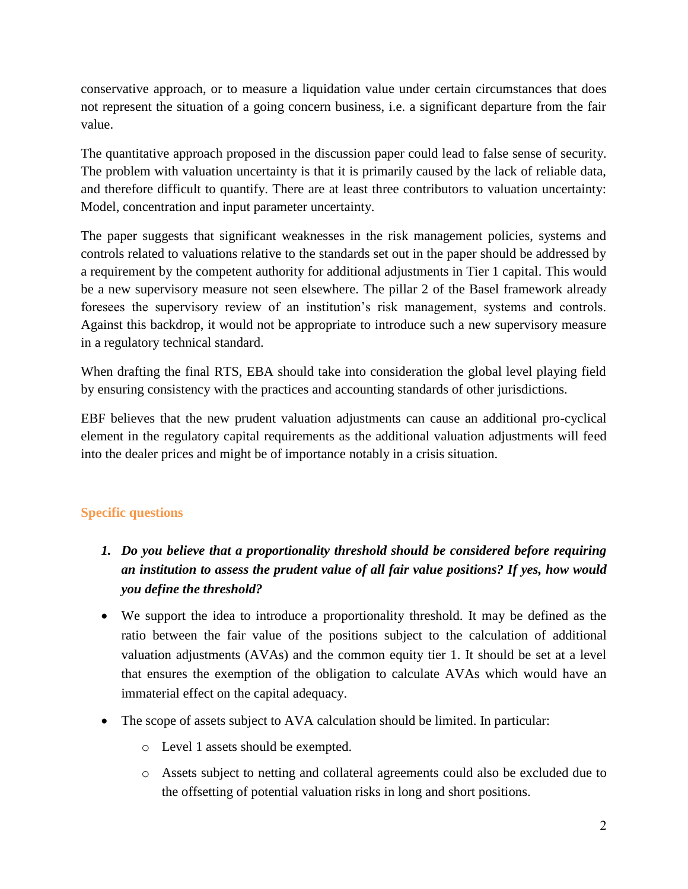conservative approach, or to measure a liquidation value under certain circumstances that does not represent the situation of a going concern business, i.e. a significant departure from the fair value.

The quantitative approach proposed in the discussion paper could lead to false sense of security. The problem with valuation uncertainty is that it is primarily caused by the lack of reliable data, and therefore difficult to quantify. There are at least three contributors to valuation uncertainty: Model, concentration and input parameter uncertainty.

The paper suggests that significant weaknesses in the risk management policies, systems and controls related to valuations relative to the standards set out in the paper should be addressed by a requirement by the competent authority for additional adjustments in Tier 1 capital. This would be a new supervisory measure not seen elsewhere. The pillar 2 of the Basel framework already foresees the supervisory review of an institution's risk management, systems and controls. Against this backdrop, it would not be appropriate to introduce such a new supervisory measure in a regulatory technical standard.

When drafting the final RTS, EBA should take into consideration the global level playing field by ensuring consistency with the practices and accounting standards of other jurisdictions.

EBF believes that the new prudent valuation adjustments can cause an additional pro-cyclical element in the regulatory capital requirements as the additional valuation adjustments will feed into the dealer prices and might be of importance notably in a crisis situation.

## Specific questions

1. ***Do you believe that a proportionality threshold should be considered before requiring an institution to assess the prudent value of all fair value positions? If yes, how would you define the threshold?***

- We support the idea to introduce a proportionality threshold. It may be defined as the ratio between the fair value of the positions subject to the calculation of additional valuation adjustments (AVAs) and the common equity tier 1. It should be set at a level that ensures the exemption of the obligation to calculate AVAs which would have an immaterial effect on the capital adequacy.

- The scope of assets subject to AVA calculation should be limited. In particular:
  - Level 1 assets should be exempted.
  - Assets subject to netting and collateral agreements could also be excluded due to the offsetting of potential valuation risks in long and short positions.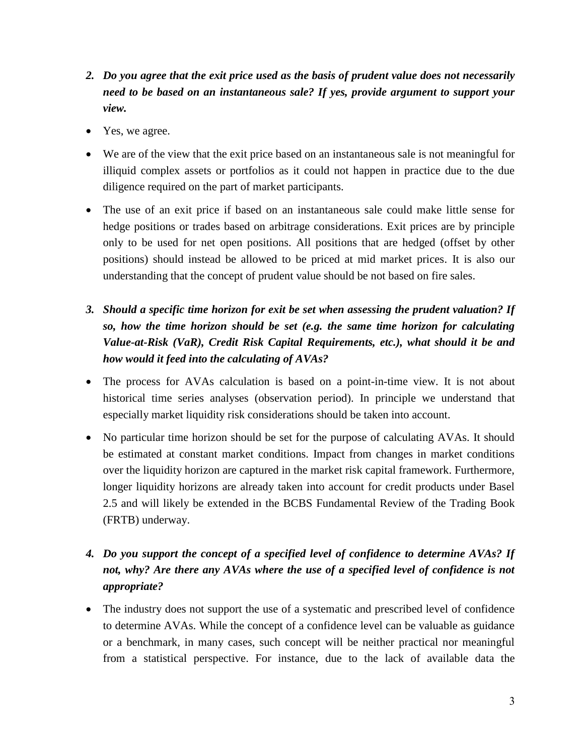2. ***Do you agree that the exit price used as the basis of prudent value does not necessarily need to be based on an instantaneous sale? If yes, provide argument to support your view.***

- Yes, we agree.
- We are of the view that the exit price based on an instantaneous sale is not meaningful for illiquid complex assets or portfolios as it could not happen in practice due to the due diligence required on the part of market participants.
- The use of an exit price if based on an instantaneous sale could make little sense for hedge positions or trades based on arbitrage considerations. Exit prices are by principle only to be used for net open positions. All positions that are hedged (offset by other positions) should instead be allowed to be priced at mid market prices. It is also our understanding that the concept of prudent value should be not based on fire sales.

3. ***Should a specific time horizon for exit be set when assessing the prudent valuation? If so, how the time horizon should be set (e.g. the same time horizon for calculating Value-at-Risk (VaR), Credit Risk Capital Requirements, etc.), what should it be and how would it feed into the calculating of AVAs?***

- The process for AVAs calculation is based on a point-in-time view. It is not about historical time series analyses (observation period). In principle we understand that especially market liquidity risk considerations should be taken into account.
- No particular time horizon should be set for the purpose of calculating AVAs. It should be estimated at constant market conditions. Impact from changes in market conditions over the liquidity horizon are captured in the market risk capital framework. Furthermore, longer liquidity horizons are already taken into account for credit products under Basel 2.5 and will likely be extended in the BCBS Fundamental Review of the Trading Book (FRTB) underway.

4. ***Do you support the concept of a specified level of confidence to determine AVAs? If not, why? Are there any AVAs where the use of a specified level of confidence is not appropriate?***

- The industry does not support the use of a systematic and prescribed level of confidence to determine AVAs. While the concept of a confidence level can be valuable as guidance or a benchmark, in many cases, such concept will be neither practical nor meaningful from a statistical perspective. For instance, due to the lack of available data the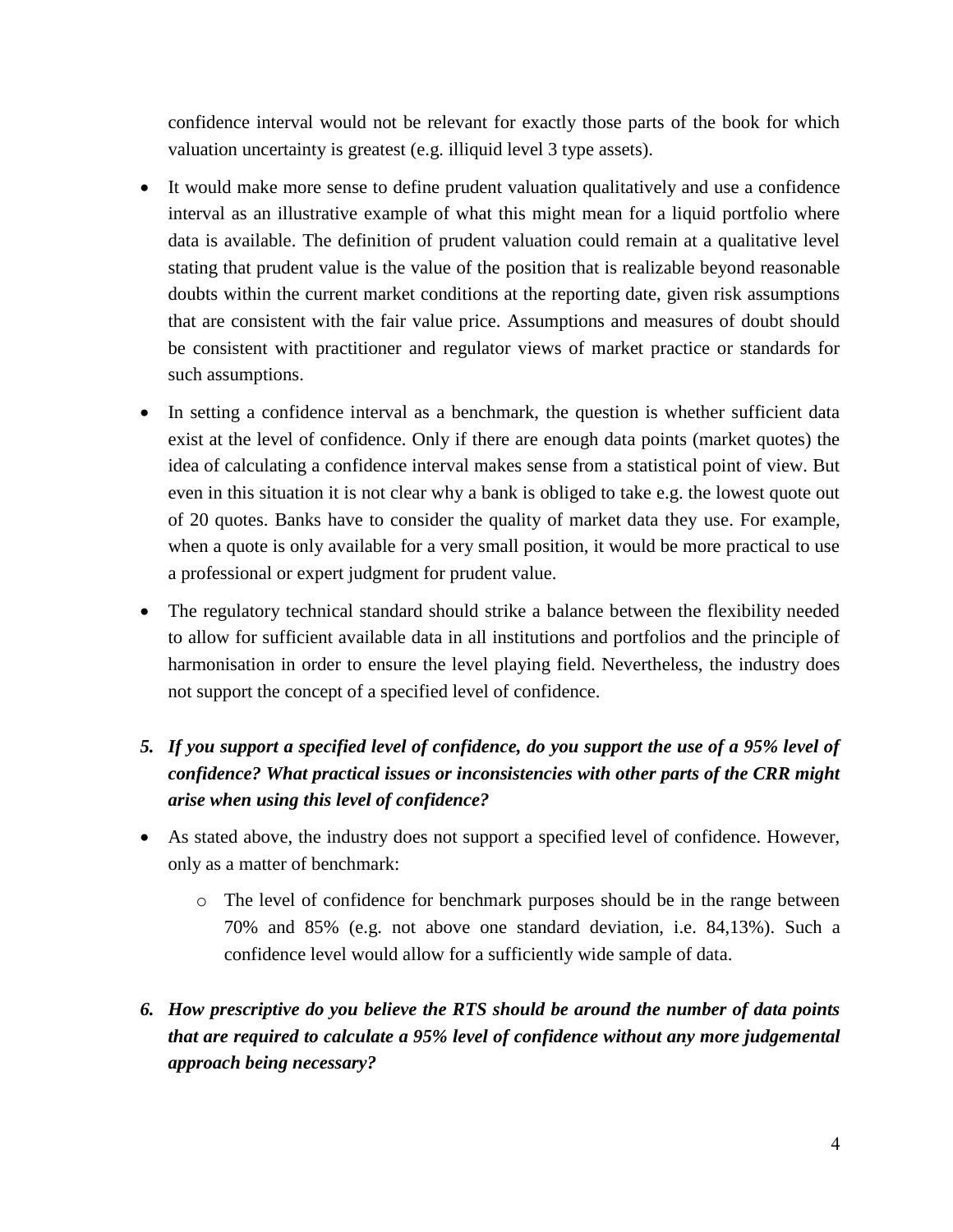confidence interval would not be relevant for exactly those parts of the book for which valuation uncertainty is greatest (e.g. illiquid level 3 type assets).

- It would make more sense to define prudent valuation qualitatively and use a confidence interval as an illustrative example of what this might mean for a liquid portfolio where data is available. The definition of prudent valuation could remain at a qualitative level stating that prudent value is the value of the position that is realizable beyond reasonable doubts within the current market conditions at the reporting date, given risk assumptions that are consistent with the fair value price. Assumptions and measures of doubt should be consistent with practitioner and regulator views of market practice or standards for such assumptions.
- In setting a confidence interval as a benchmark, the question is whether sufficient data exist at the level of confidence. Only if there are enough data points (market quotes) the idea of calculating a confidence interval makes sense from a statistical point of view. But even in this situation it is not clear why a bank is obliged to take e.g. the lowest quote out of 20 quotes. Banks have to consider the quality of market data they use. For example, when a quote is only available for a very small position, it would be more practical to use a professional or expert judgment for prudent value.
- The regulatory technical standard should strike a balance between the flexibility needed to allow for sufficient available data in all institutions and portfolios and the principle of harmonisation in order to ensure the level playing field. Nevertheless, the industry does not support the concept of a specified level of confidence.

***5. If you support a specified level of confidence, do you support the use of a 95% level of confidence? What practical issues or inconsistencies with other parts of the CRR might arise when using this level of confidence?***

- As stated above, the industry does not support a specified level of confidence. However, only as a matter of benchmark:
  - The level of confidence for benchmark purposes should be in the range between 70% and 85% (e.g. not above one standard deviation, i.e. 84,13%). Such a confidence level would allow for a sufficiently wide sample of data.

***6. How prescriptive do you believe the RTS should be around the number of data points that are required to calculate a 95% level of confidence without any more judgemental approach being necessary?***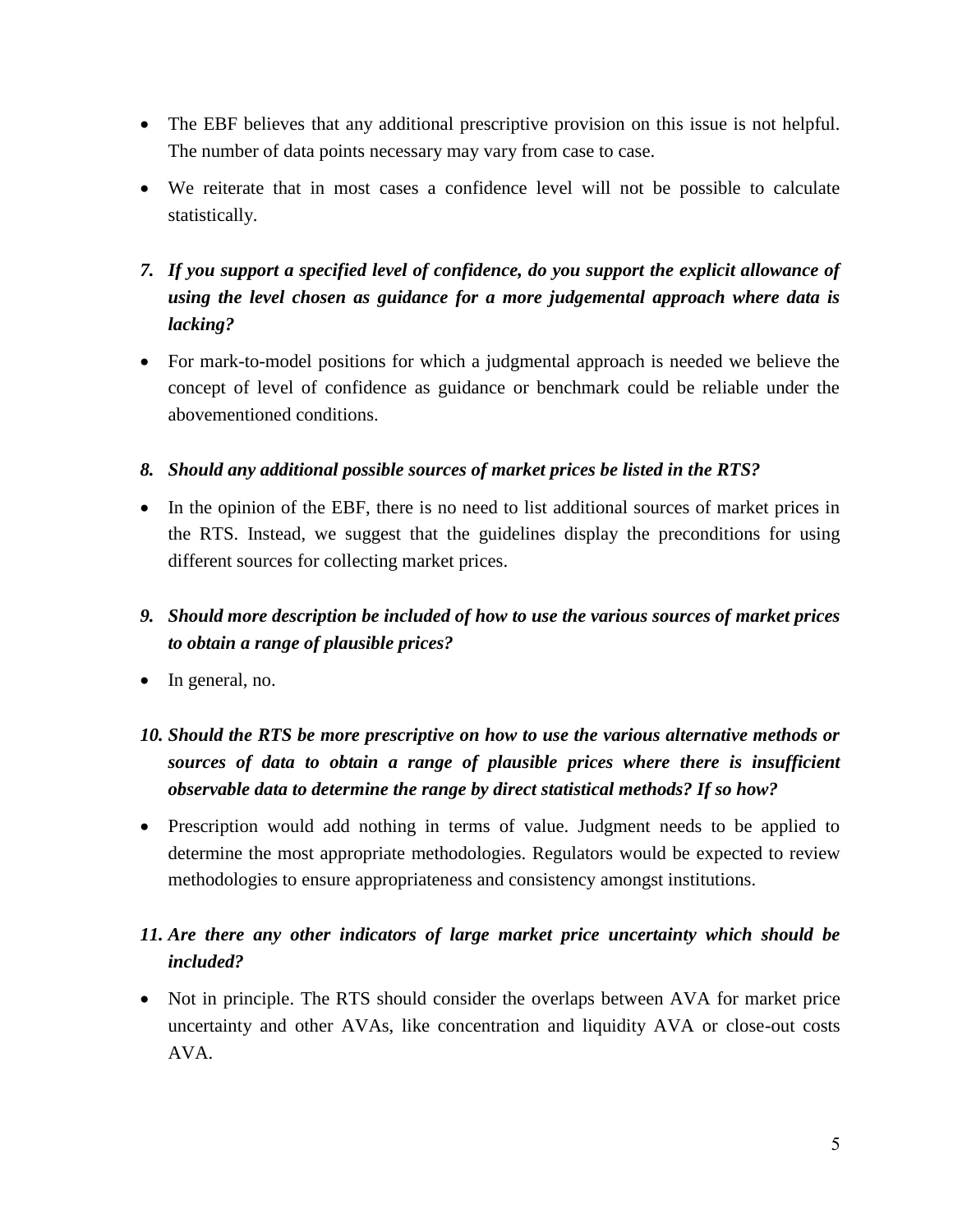- The EBF believes that any additional prescriptive provision on this issue is not helpful. The number of data points necessary may vary from case to case.
- We reiterate that in most cases a confidence level will not be possible to calculate statistically.

***7. If you support a specified level of confidence, do you support the explicit allowance of using the level chosen as guidance for a more judgemental approach where data is lacking?***

- For mark-to-model positions for which a judgmental approach is needed we believe the concept of level of confidence as guidance or benchmark could be reliable under the abovementioned conditions.

***8. Should any additional possible sources of market prices be listed in the RTS?***

- In the opinion of the EBF, there is no need to list additional sources of market prices in the RTS. Instead, we suggest that the guidelines display the preconditions for using different sources for collecting market prices.

***9. Should more description be included of how to use the various sources of market prices to obtain a range of plausible prices?***

- In general, no.

***10. Should the RTS be more prescriptive on how to use the various alternative methods or sources of data to obtain a range of plausible prices where there is insufficient observable data to determine the range by direct statistical methods? If so how?***

- Prescription would add nothing in terms of value. Judgment needs to be applied to determine the most appropriate methodologies. Regulators would be expected to review methodologies to ensure appropriateness and consistency amongst institutions.

***11. Are there any other indicators of large market price uncertainty which should be included?***

- Not in principle. The RTS should consider the overlaps between AVA for market price uncertainty and other AVAs, like concentration and liquidity AVA or close-out costs AVA.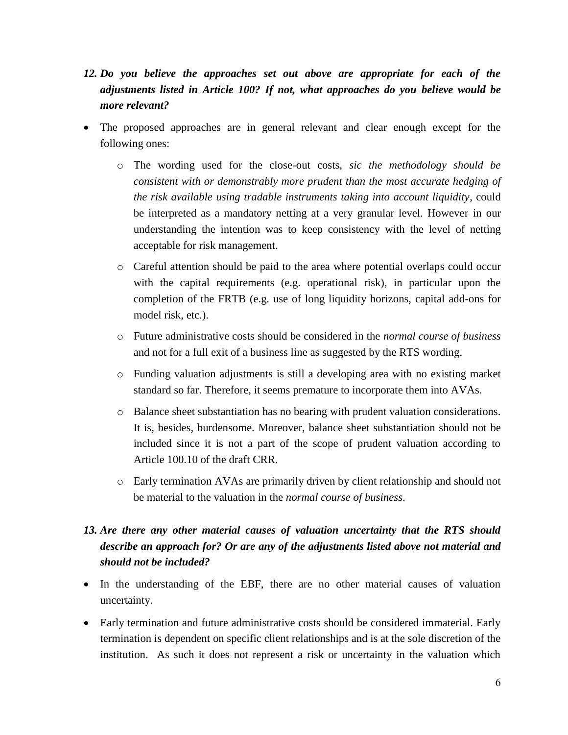12. ***Do you believe the approaches set out above are appropriate for each of the adjustments listed in Article 100? If not, what approaches do you believe would be more relevant?***

- The proposed approaches are in general relevant and clear enough except for the following ones:
  - The wording used for the close-out costs, *sic the methodology should be consistent with or demonstrably more prudent than the most accurate hedging of the risk available using tradable instruments taking into account liquidity*, could be interpreted as a mandatory netting at a very granular level. However in our understanding the intention was to keep consistency with the level of netting acceptable for risk management.
  - Careful attention should be paid to the area where potential overlaps could occur with the capital requirements (e.g. operational risk), in particular upon the completion of the FRTB (e.g. use of long liquidity horizons, capital add-ons for model risk, etc.).
  - Future administrative costs should be considered in the *normal course of business* and not for a full exit of a business line as suggested by the RTS wording.
  - Funding valuation adjustments is still a developing area with no existing market standard so far. Therefore, it seems premature to incorporate them into AVAs.
  - Balance sheet substantiation has no bearing with prudent valuation considerations. It is, besides, burdensome. Moreover, balance sheet substantiation should not be included since it is not a part of the scope of prudent valuation according to Article 100.10 of the draft CRR.
  - Early termination AVAs are primarily driven by client relationship and should not be material to the valuation in the *normal course of business*.

13. ***Are there any other material causes of valuation uncertainty that the RTS should describe an approach for? Or are any of the adjustments listed above not material and should not be included?***

- In the understanding of the EBF, there are no other material causes of valuation uncertainty.
- Early termination and future administrative costs should be considered immaterial. Early termination is dependent on specific client relationships and is at the sole discretion of the institution. As such it does not represent a risk or uncertainty in the valuation which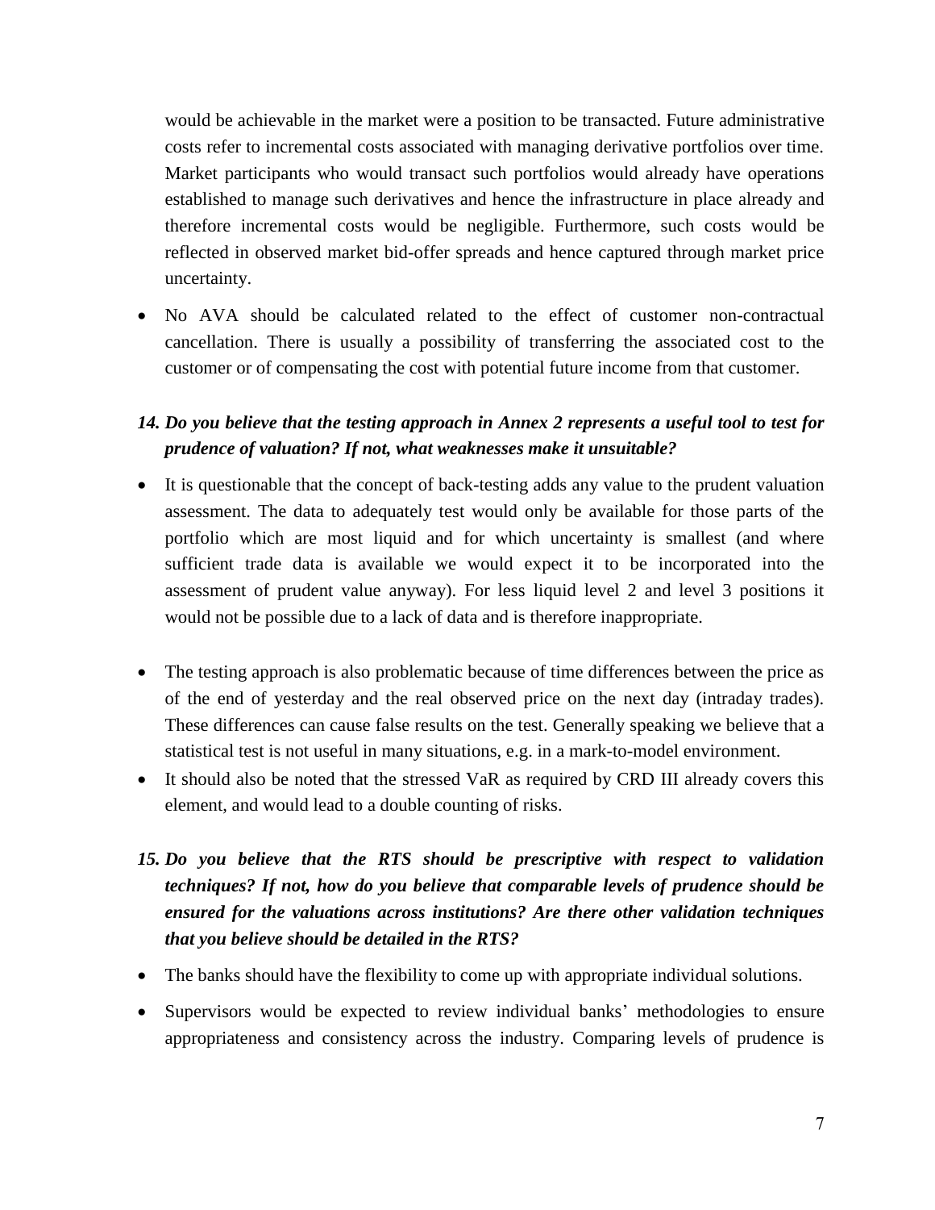would be achievable in the market were a position to be transacted. Future administrative costs refer to incremental costs associated with managing derivative portfolios over time. Market participants who would transact such portfolios would already have operations established to manage such derivatives and hence the infrastructure in place already and therefore incremental costs would be negligible. Furthermore, such costs would be reflected in observed market bid-offer spreads and hence captured through market price uncertainty.

- No AVA should be calculated related to the effect of customer non-contractual cancellation. There is usually a possibility of transferring the associated cost to the customer or of compensating the cost with potential future income from that customer.

### *14. Do you believe that the testing approach in Annex 2 represents a useful tool to test for prudence of valuation? If not, what weaknesses make it unsuitable?*

- It is questionable that the concept of back-testing adds any value to the prudent valuation assessment. The data to adequately test would only be available for those parts of the portfolio which are most liquid and for which uncertainty is smallest (and where sufficient trade data is available we would expect it to be incorporated into the assessment of prudent value anyway). For less liquid level 2 and level 3 positions it would not be possible due to a lack of data and is therefore inappropriate.

- The testing approach is also problematic because of time differences between the price as of the end of yesterday and the real observed price on the next day (intraday trades). These differences can cause false results on the test. Generally speaking we believe that a statistical test is not useful in many situations, e.g. in a mark-to-model environment.
- It should also be noted that the stressed VaR as required by CRD III already covers this element, and would lead to a double counting of risks.

### *15. Do you believe that the RTS should be prescriptive with respect to validation techniques? If not, how do you believe that comparable levels of prudence should be ensured for the valuations across institutions? Are there other validation techniques that you believe should be detailed in the RTS?*

- The banks should have the flexibility to come up with appropriate individual solutions.
- Supervisors would be expected to review individual banks' methodologies to ensure appropriateness and consistency across the industry. Comparing levels of prudence is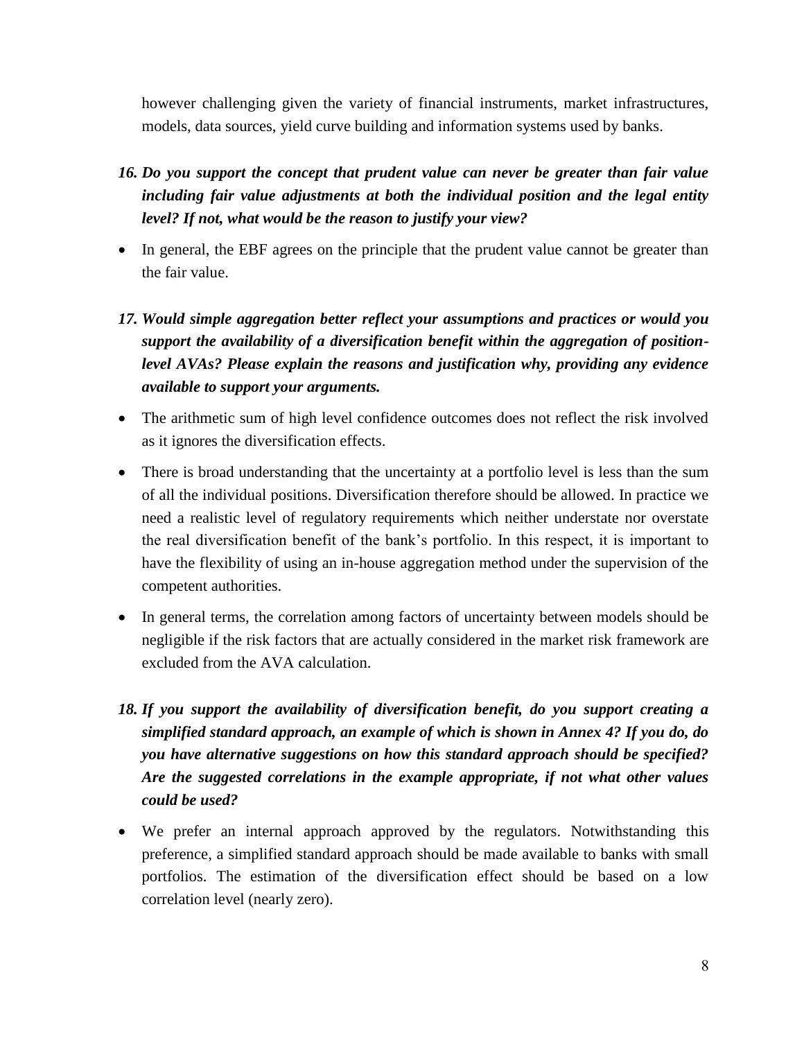however challenging given the variety of financial instruments, market infrastructures, models, data sources, yield curve building and information systems used by banks.

16. ***Do you support the concept that prudent value can never be greater than fair value including fair value adjustments at both the individual position and the legal entity level? If not, what would be the reason to justify your view?***

- In general, the EBF agrees on the principle that the prudent value cannot be greater than the fair value.

17. ***Would simple aggregation better reflect your assumptions and practices or would you support the availability of a diversification benefit within the aggregation of position-level AVAs? Please explain the reasons and justification why, providing any evidence available to support your arguments.***

- The arithmetic sum of high level confidence outcomes does not reflect the risk involved as it ignores the diversification effects.
- There is broad understanding that the uncertainty at a portfolio level is less than the sum of all the individual positions. Diversification therefore should be allowed. In practice we need a realistic level of regulatory requirements which neither understate nor overstate the real diversification benefit of the bank's portfolio. In this respect, it is important to have the flexibility of using an in-house aggregation method under the supervision of the competent authorities.
- In general terms, the correlation among factors of uncertainty between models should be negligible if the risk factors that are actually considered in the market risk framework are excluded from the AVA calculation.

18. ***If you support the availability of diversification benefit, do you support creating a simplified standard approach, an example of which is shown in Annex 4? If you do, do you have alternative suggestions on how this standard approach should be specified? Are the suggested correlations in the example appropriate, if not what other values could be used?***

- We prefer an internal approach approved by the regulators. Notwithstanding this preference, a simplified standard approach should be made available to banks with small portfolios. The estimation of the diversification effect should be based on a low correlation level (nearly zero).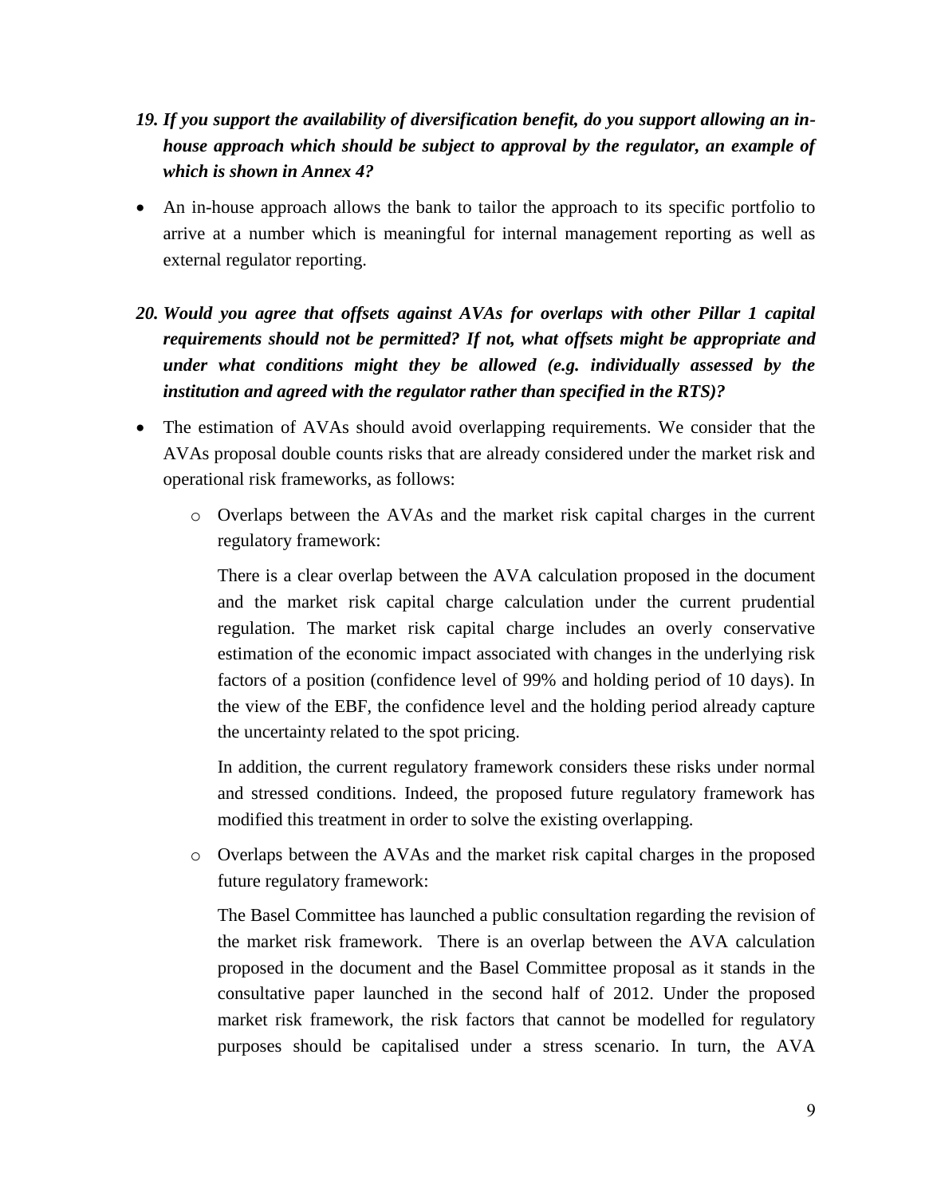19. ***If you support the availability of diversification benefit, do you support allowing an in-house approach which should be subject to approval by the regulator, an example of which is shown in Annex 4?***

- An in-house approach allows the bank to tailor the approach to its specific portfolio to arrive at a number which is meaningful for internal management reporting as well as external regulator reporting.

20. ***Would you agree that offsets against AVAs for overlaps with other Pillar 1 capital requirements should not be permitted? If not, what offsets might be appropriate and under what conditions might they be allowed (e.g. individually assessed by the institution and agreed with the regulator rather than specified in the RTS)?***

- The estimation of AVAs should avoid overlapping requirements. We consider that the AVAs proposal double counts risks that are already considered under the market risk and operational risk frameworks, as follows:
  - Overlaps between the AVAs and the market risk capital charges in the current regulatory framework:

    There is a clear overlap between the AVA calculation proposed in the document and the market risk capital charge calculation under the current prudential regulation. The market risk capital charge includes an overly conservative estimation of the economic impact associated with changes in the underlying risk factors of a position (confidence level of 99% and holding period of 10 days). In the view of the EBF, the confidence level and the holding period already capture the uncertainty related to the spot pricing.

    In addition, the current regulatory framework considers these risks under normal and stressed conditions. Indeed, the proposed future regulatory framework has modified this treatment in order to solve the existing overlapping.

  - Overlaps between the AVAs and the market risk capital charges in the proposed future regulatory framework:

    The Basel Committee has launched a public consultation regarding the revision of the market risk framework. There is an overlap between the AVA calculation proposed in the document and the Basel Committee proposal as it stands in the consultative paper launched in the second half of 2012. Under the proposed market risk framework, the risk factors that cannot be modelled for regulatory purposes should be capitalised under a stress scenario. In turn, the AVA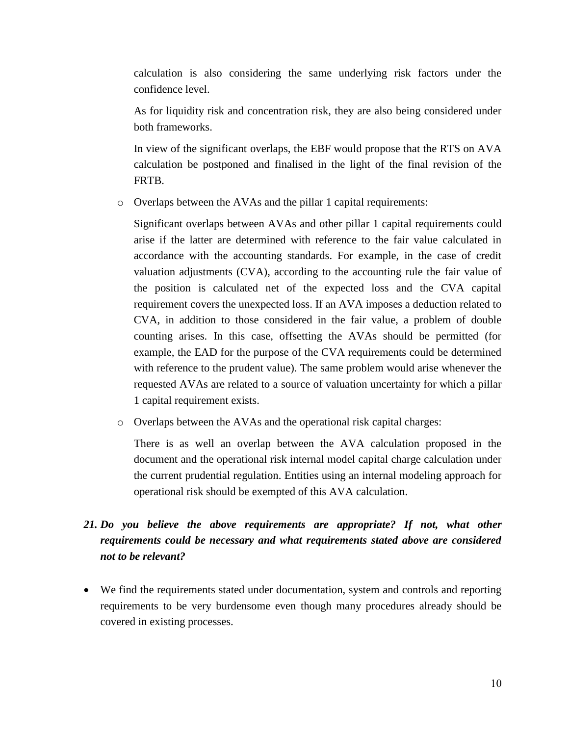calculation is also considering the same underlying risk factors under the confidence level.

As for liquidity risk and concentration risk, they are also being considered under both frameworks.

In view of the significant overlaps, the EBF would propose that the RTS on AVA calculation be postponed and finalised in the light of the final revision of the FRTB.

- Overlaps between the AVAs and the pillar 1 capital requirements:

  Significant overlaps between AVAs and other pillar 1 capital requirements could arise if the latter are determined with reference to the fair value calculated in accordance with the accounting standards. For example, in the case of credit valuation adjustments (CVA), according to the accounting rule the fair value of the position is calculated net of the expected loss and the CVA capital requirement covers the unexpected loss. If an AVA imposes a deduction related to CVA, in addition to those considered in the fair value, a problem of double counting arises. In this case, offsetting the AVAs should be permitted (for example, the EAD for the purpose of the CVA requirements could be determined with reference to the prudent value). The same problem would arise whenever the requested AVAs are related to a source of valuation uncertainty for which a pillar 1 capital requirement exists.

- Overlaps between the AVAs and the operational risk capital charges:

  There is as well an overlap between the AVA calculation proposed in the document and the operational risk internal model capital charge calculation under the current prudential regulation. Entities using an internal modeling approach for operational risk should be exempted of this AVA calculation.

***21. Do you believe the above requirements are appropriate? If not, what other requirements could be necessary and what requirements stated above are considered not to be relevant?***

- We find the requirements stated under documentation, system and controls and reporting requirements to be very burdensome even though many procedures already should be covered in existing processes.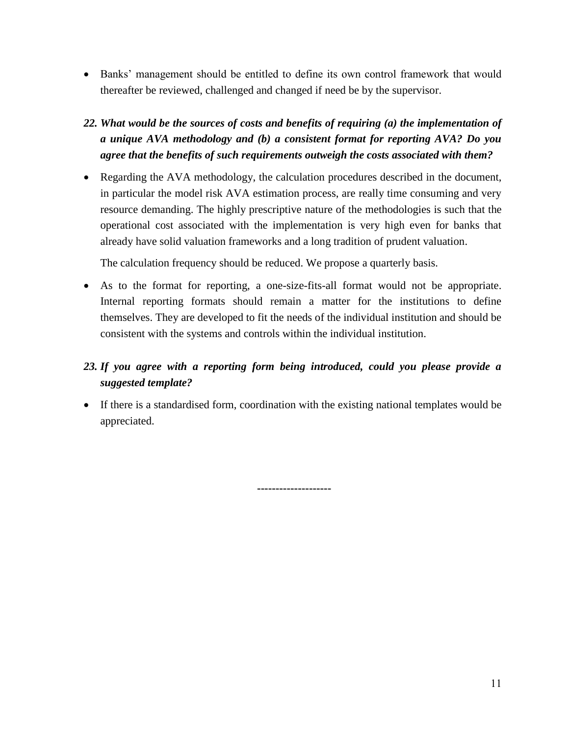- Banks' management should be entitled to define its own control framework that would thereafter be reviewed, challenged and changed if need be by the supervisor.

22. ***What would be the sources of costs and benefits of requiring (a) the implementation of a unique AVA methodology and (b) a consistent format for reporting AVA? Do you agree that the benefits of such requirements outweigh the costs associated with them?***

- Regarding the AVA methodology, the calculation procedures described in the document, in particular the model risk AVA estimation process, are really time consuming and very resource demanding. The highly prescriptive nature of the methodologies is such that the operational cost associated with the implementation is very high even for banks that already have solid valuation frameworks and a long tradition of prudent valuation.

  The calculation frequency should be reduced. We propose a quarterly basis.

- As to the format for reporting, a one-size-fits-all format would not be appropriate. Internal reporting formats should remain a matter for the institutions to define themselves. They are developed to fit the needs of the individual institution and should be consistent with the systems and controls within the individual institution.

23. ***If you agree with a reporting form being introduced, could you please provide a suggested template?***

- If there is a standardised form, coordination with the existing national templates would be appreciated.

--------------------